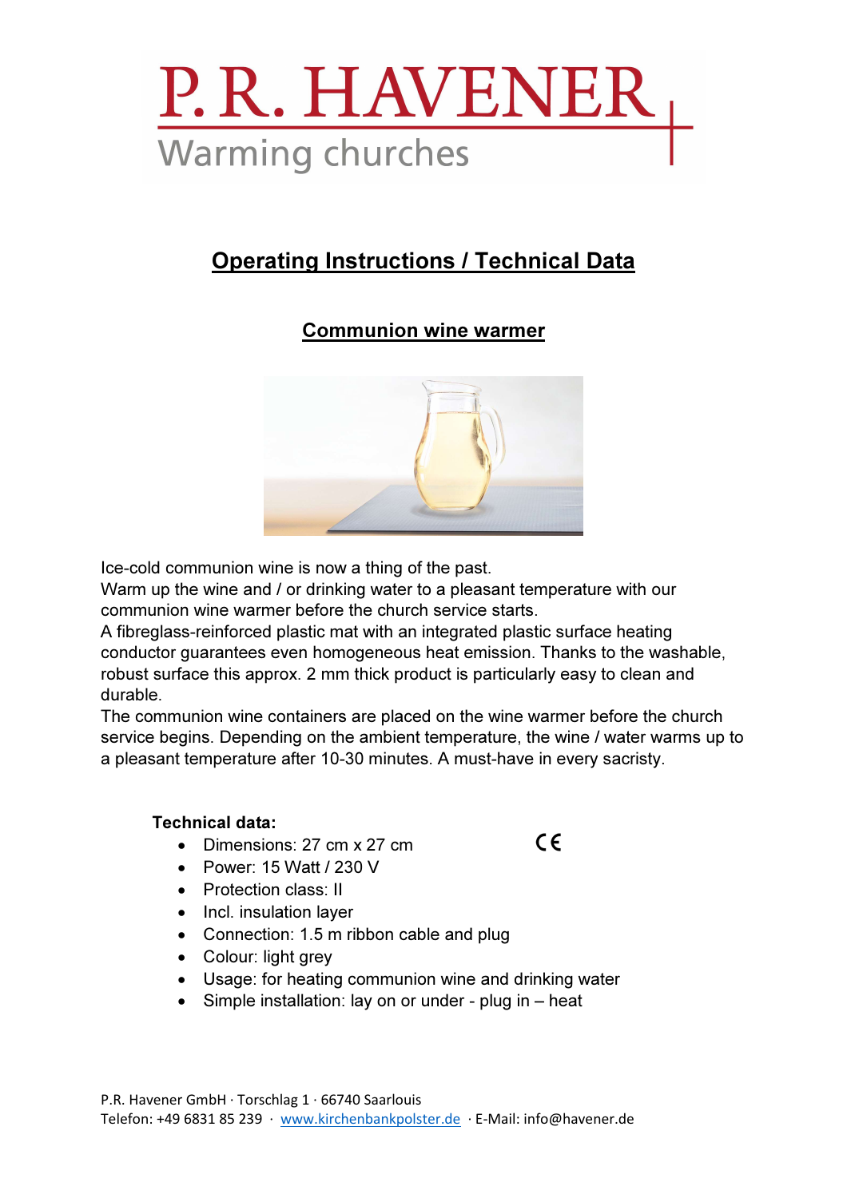# P. R. HAVENER

Warming churches

## Operating Instructions / Technical Data

### Communion wine warmer

Ice-cold communion wine is now a thing of the past.
Warm up the wine and / or drinking water to a pleasant temperature with our communion wine warmer before the church service starts.
A fibreglass-reinforced plastic mat with an integrated plastic surface heating conductor guarantees even homogeneous heat emission. Thanks to the washable, robust surface this approx. 2 mm thick product is particularly easy to clean and durable.
The communion wine containers are placed on the wine warmer before the church service begins. Depending on the ambient temperature, the wine / water warms up to a pleasant temperature after 10-30 minutes. A must-have in every sacristy.

**Technical data:**

CE

- Dimensions: 27 cm x 27 cm
- Power: 15 Watt / 230 V
- Protection class: II
- Incl. insulation layer
- Connection: 1.5 m ribbon cable and plug
- Colour: light grey
- Usage: for heating communion wine and drinking water
- Simple installation: lay on or under - plug in – heat

P.R. Havener GmbH · Torschlag 1 · 66740 Saarlouis
Telefon: +49 6831 85 239 · www.kirchenbankpolster.de · E-Mail: info@havener.de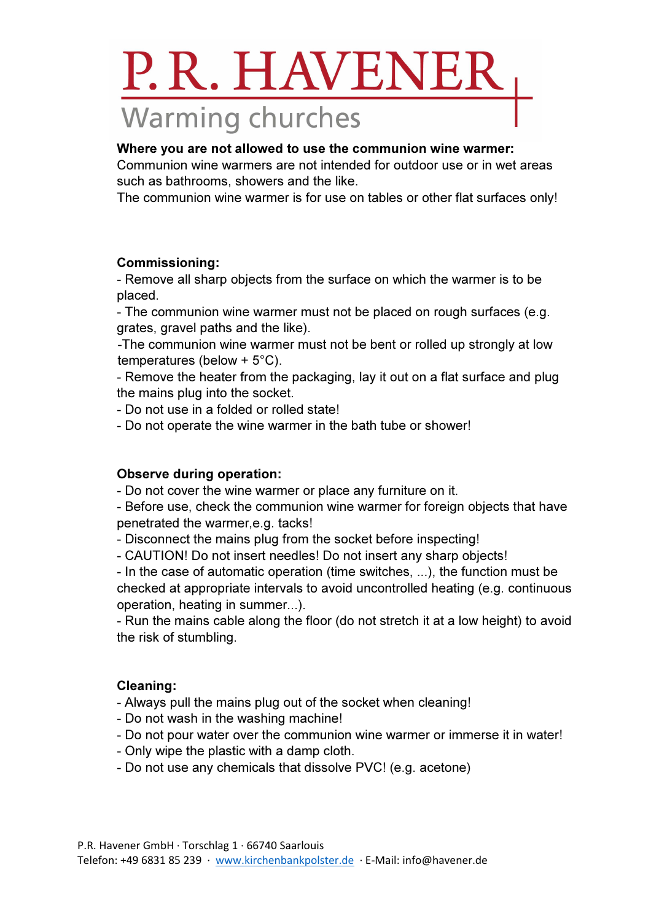# P. R. HAVENER

Warming churches

**Where you are not allowed to use the communion wine warmer:**
Communion wine warmers are not intended for outdoor use or in wet areas such as bathrooms, showers and the like.
The communion wine warmer is for use on tables or other flat surfaces only!

**Commissioning:**
- Remove all sharp objects from the surface on which the warmer is to be placed.
- The communion wine warmer must not be placed on rough surfaces (e.g. grates, gravel paths and the like).
-The communion wine warmer must not be bent or rolled up strongly at low temperatures (below + 5°C).
- Remove the heater from the packaging, lay it out on a flat surface and plug the mains plug into the socket.
- Do not use in a folded or rolled state!
- Do not operate the wine warmer in the bath tube or shower!

**Observe during operation:**
- Do not cover the wine warmer or place any furniture on it.
- Before use, check the communion wine warmer for foreign objects that have penetrated the warmer,e.g. tacks!
- Disconnect the mains plug from the socket before inspecting!
- CAUTION! Do not insert needles! Do not insert any sharp objects!
- In the case of automatic operation (time switches, ...), the function must be checked at appropriate intervals to avoid uncontrolled heating (e.g. continuous operation, heating in summer...).
- Run the mains cable along the floor (do not stretch it at a low height) to avoid the risk of stumbling.

**Cleaning:**
- Always pull the mains plug out of the socket when cleaning!
- Do not wash in the washing machine!
- Do not pour water over the communion wine warmer or immerse it in water!
- Only wipe the plastic with a damp cloth.
- Do not use any chemicals that dissolve PVC! (e.g. acetone)

P.R. Havener GmbH · Torschlag 1 · 66740 Saarlouis
Telefon: +49 6831 85 239 · www.kirchenbankpolster.de · E-Mail: info@havener.de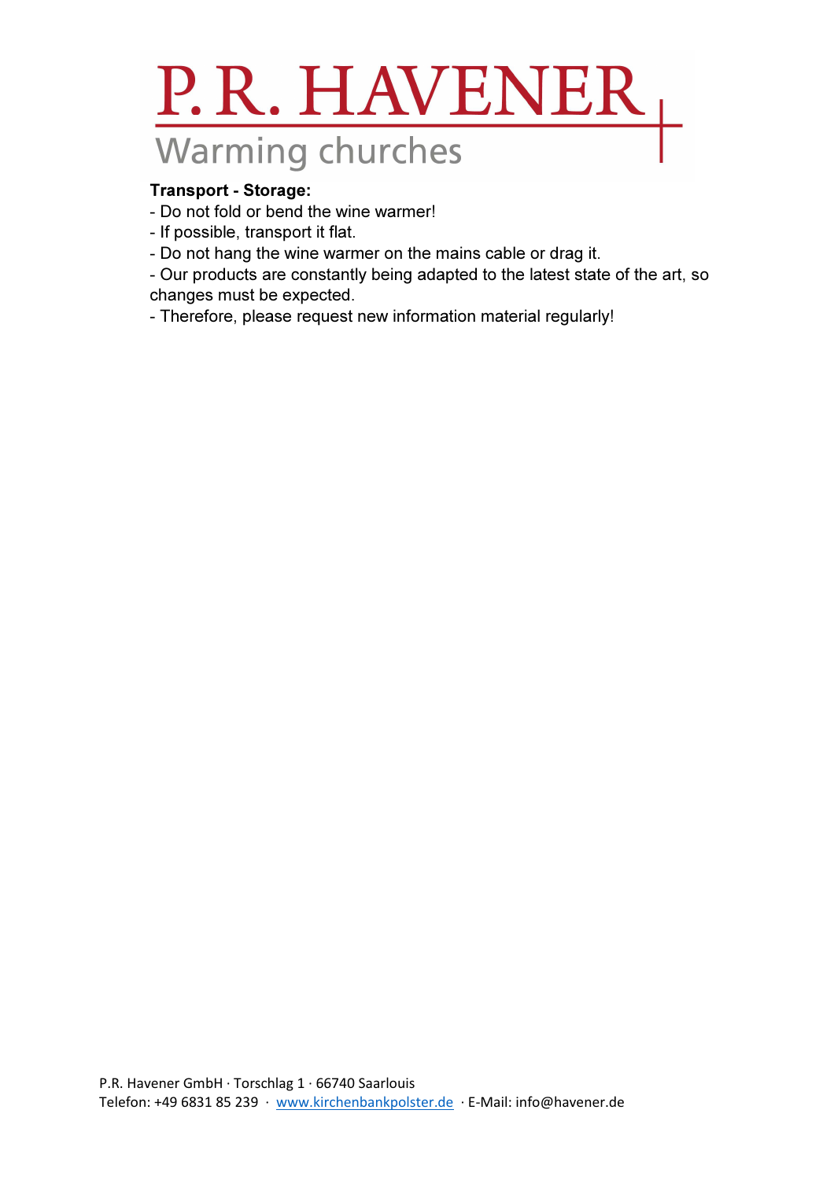**Transport - Storage:**

- Do not fold or bend the wine warmer!
- If possible, transport it flat.
- Do not hang the wine warmer on the mains cable or drag it.
- Our products are constantly being adapted to the latest state of the art, so changes must be expected.
- Therefore, please request new information material regularly!